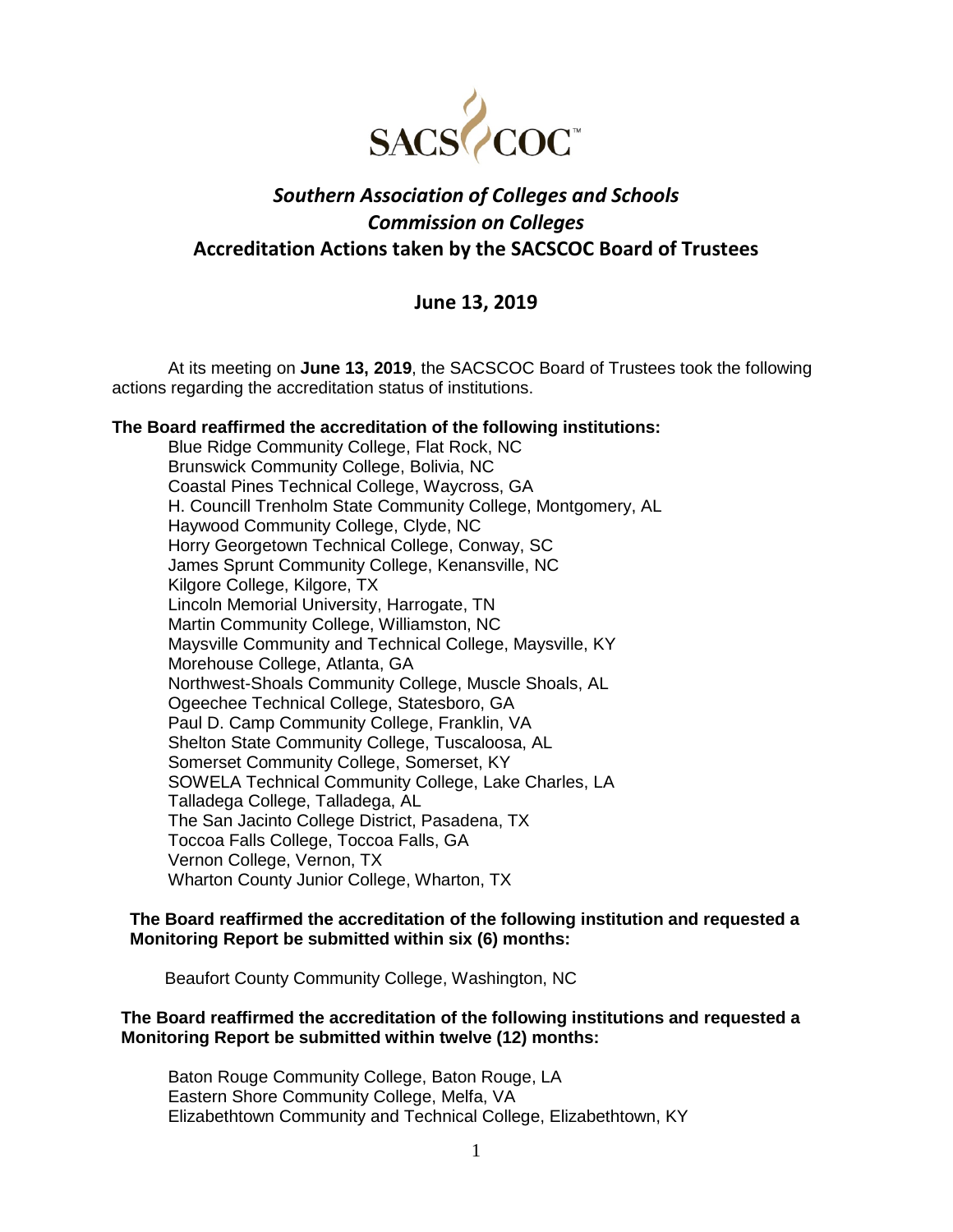SACSCOC

# *Southern Association of Colleges and Schools*
# *Commission on Colleges*
# Accreditation Actions taken by the SACSCOC Board of Trustees

## June 13, 2019

At its meeting on **June 13, 2019**, the SACSCOC Board of Trustees took the following actions regarding the accreditation status of institutions.

**The Board reaffirmed the accreditation of the following institutions:**

Blue Ridge Community College, Flat Rock, NC
Brunswick Community College, Bolivia, NC
Coastal Pines Technical College, Waycross, GA
H. Councill Trenholm State Community College, Montgomery, AL
Haywood Community College, Clyde, NC
Horry Georgetown Technical College, Conway, SC
James Sprunt Community College, Kenansville, NC
Kilgore College, Kilgore, TX
Lincoln Memorial University, Harrogate, TN
Martin Community College, Williamston, NC
Maysville Community and Technical College, Maysville, KY
Morehouse College, Atlanta, GA
Northwest-Shoals Community College, Muscle Shoals, AL
Ogeechee Technical College, Statesboro, GA
Paul D. Camp Community College, Franklin, VA
Shelton State Community College, Tuscaloosa, AL
Somerset Community College, Somerset, KY
SOWELA Technical Community College, Lake Charles, LA
Talladega College, Talladega, AL
The San Jacinto College District, Pasadena, TX
Toccoa Falls College, Toccoa Falls, GA
Vernon College, Vernon, TX
Wharton County Junior College, Wharton, TX

**The Board reaffirmed the accreditation of the following institution and requested a Monitoring Report be submitted within six (6) months:**

Beaufort County Community College, Washington, NC

**The Board reaffirmed the accreditation of the following institutions and requested a Monitoring Report be submitted within twelve (12) months:**

Baton Rouge Community College, Baton Rouge, LA
Eastern Shore Community College, Melfa, VA
Elizabethtown Community and Technical College, Elizabethtown, KY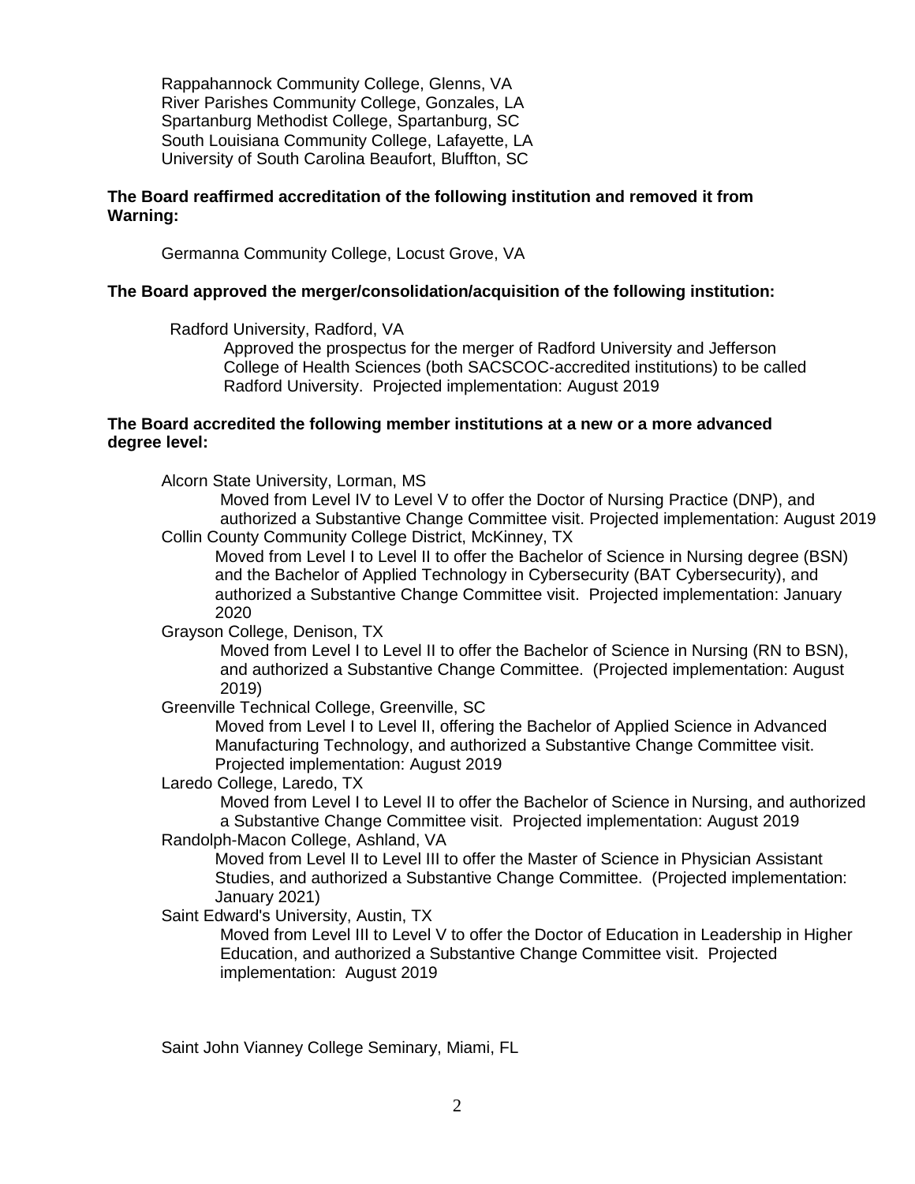Rappahannock Community College, Glenns, VA
River Parishes Community College, Gonzales, LA
Spartanburg Methodist College, Spartanburg, SC
South Louisiana Community College, Lafayette, LA
University of South Carolina Beaufort, Bluffton, SC

**The Board reaffirmed accreditation of the following institution and removed it from Warning:**

Germanna Community College, Locust Grove, VA

**The Board approved the merger/consolidation/acquisition of the following institution:**

Radford University, Radford, VA
Approved the prospectus for the merger of Radford University and Jefferson College of Health Sciences (both SACSCOC-accredited institutions) to be called Radford University. Projected implementation: August 2019

**The Board accredited the following member institutions at a new or a more advanced degree level:**

Alcorn State University, Lorman, MS
Moved from Level IV to Level V to offer the Doctor of Nursing Practice (DNP), and authorized a Substantive Change Committee visit. Projected implementation: August 2019

Collin County Community College District, McKinney, TX
Moved from Level I to Level II to offer the Bachelor of Science in Nursing degree (BSN) and the Bachelor of Applied Technology in Cybersecurity (BAT Cybersecurity), and authorized a Substantive Change Committee visit. Projected implementation: January 2020

Grayson College, Denison, TX
Moved from Level I to Level II to offer the Bachelor of Science in Nursing (RN to BSN), and authorized a Substantive Change Committee. (Projected implementation: August 2019)

Greenville Technical College, Greenville, SC
Moved from Level I to Level II, offering the Bachelor of Applied Science in Advanced Manufacturing Technology, and authorized a Substantive Change Committee visit. Projected implementation: August 2019

Laredo College, Laredo, TX
Moved from Level I to Level II to offer the Bachelor of Science in Nursing, and authorized a Substantive Change Committee visit. Projected implementation: August 2019

Randolph-Macon College, Ashland, VA
Moved from Level II to Level III to offer the Master of Science in Physician Assistant Studies, and authorized a Substantive Change Committee. (Projected implementation: January 2021)

Saint Edward's University, Austin, TX
Moved from Level III to Level V to offer the Doctor of Education in Leadership in Higher Education, and authorized a Substantive Change Committee visit. Projected implementation: August 2019

Saint John Vianney College Seminary, Miami, FL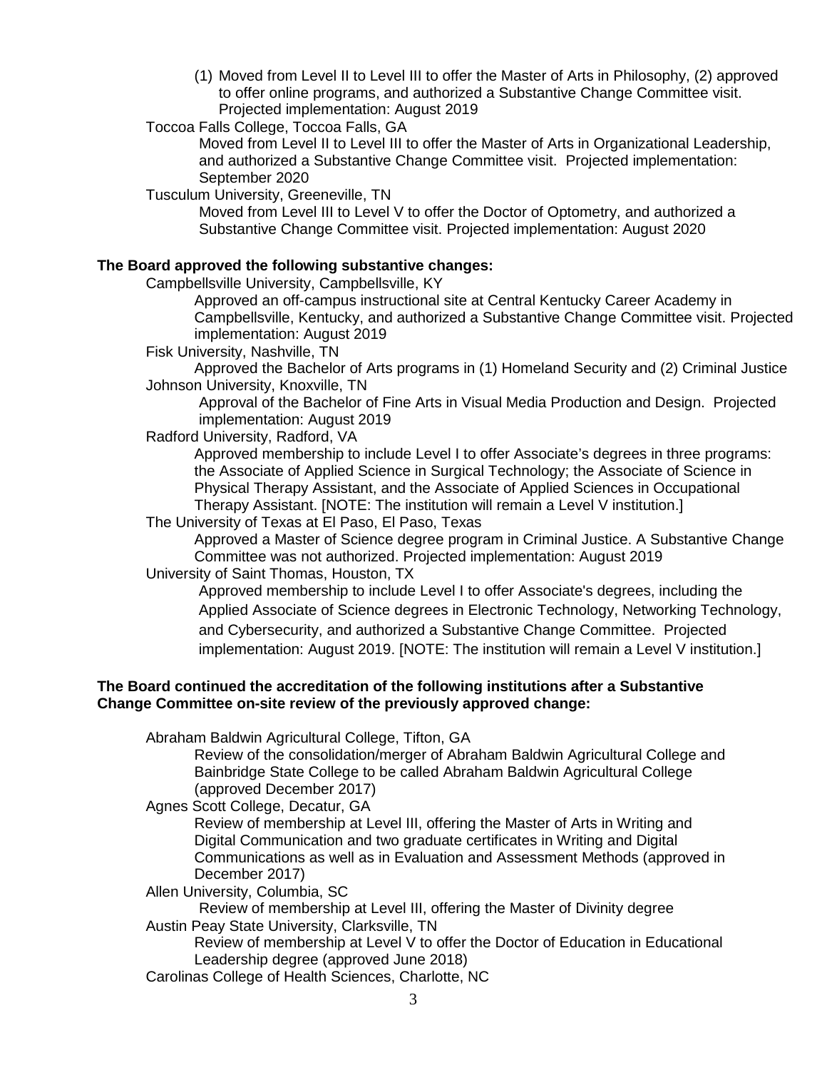(1) Moved from Level II to Level III to offer the Master of Arts in Philosophy, (2) approved to offer online programs, and authorized a Substantive Change Committee visit. Projected implementation: August 2019

Toccoa Falls College, Toccoa Falls, GA

Moved from Level II to Level III to offer the Master of Arts in Organizational Leadership, and authorized a Substantive Change Committee visit. Projected implementation: September 2020

Tusculum University, Greeneville, TN

Moved from Level III to Level V to offer the Doctor of Optometry, and authorized a Substantive Change Committee visit. Projected implementation: August 2020

**The Board approved the following substantive changes:**

Campbellsville University, Campbellsville, KY

Approved an off-campus instructional site at Central Kentucky Career Academy in Campbellsville, Kentucky, and authorized a Substantive Change Committee visit. Projected implementation: August 2019

Fisk University, Nashville, TN

Approved the Bachelor of Arts programs in (1) Homeland Security and (2) Criminal Justice

Johnson University, Knoxville, TN

Approval of the Bachelor of Fine Arts in Visual Media Production and Design. Projected implementation: August 2019

Radford University, Radford, VA

Approved membership to include Level I to offer Associate's degrees in three programs: the Associate of Applied Science in Surgical Technology; the Associate of Science in Physical Therapy Assistant, and the Associate of Applied Sciences in Occupational Therapy Assistant. [NOTE: The institution will remain a Level V institution.]

The University of Texas at El Paso, El Paso, Texas

Approved a Master of Science degree program in Criminal Justice. A Substantive Change Committee was not authorized. Projected implementation: August 2019

University of Saint Thomas, Houston, TX

Approved membership to include Level I to offer Associate's degrees, including the Applied Associate of Science degrees in Electronic Technology, Networking Technology, and Cybersecurity, and authorized a Substantive Change Committee. Projected implementation: August 2019. [NOTE: The institution will remain a Level V institution.]

**The Board continued the accreditation of the following institutions after a Substantive Change Committee on-site review of the previously approved change:**

Abraham Baldwin Agricultural College, Tifton, GA

Review of the consolidation/merger of Abraham Baldwin Agricultural College and Bainbridge State College to be called Abraham Baldwin Agricultural College (approved December 2017)

Agnes Scott College, Decatur, GA

Review of membership at Level III, offering the Master of Arts in Writing and Digital Communication and two graduate certificates in Writing and Digital Communications as well as in Evaluation and Assessment Methods (approved in December 2017)

Allen University, Columbia, SC

Review of membership at Level III, offering the Master of Divinity degree

Austin Peay State University, Clarksville, TN

Review of membership at Level V to offer the Doctor of Education in Educational Leadership degree (approved June 2018)

Carolinas College of Health Sciences, Charlotte, NC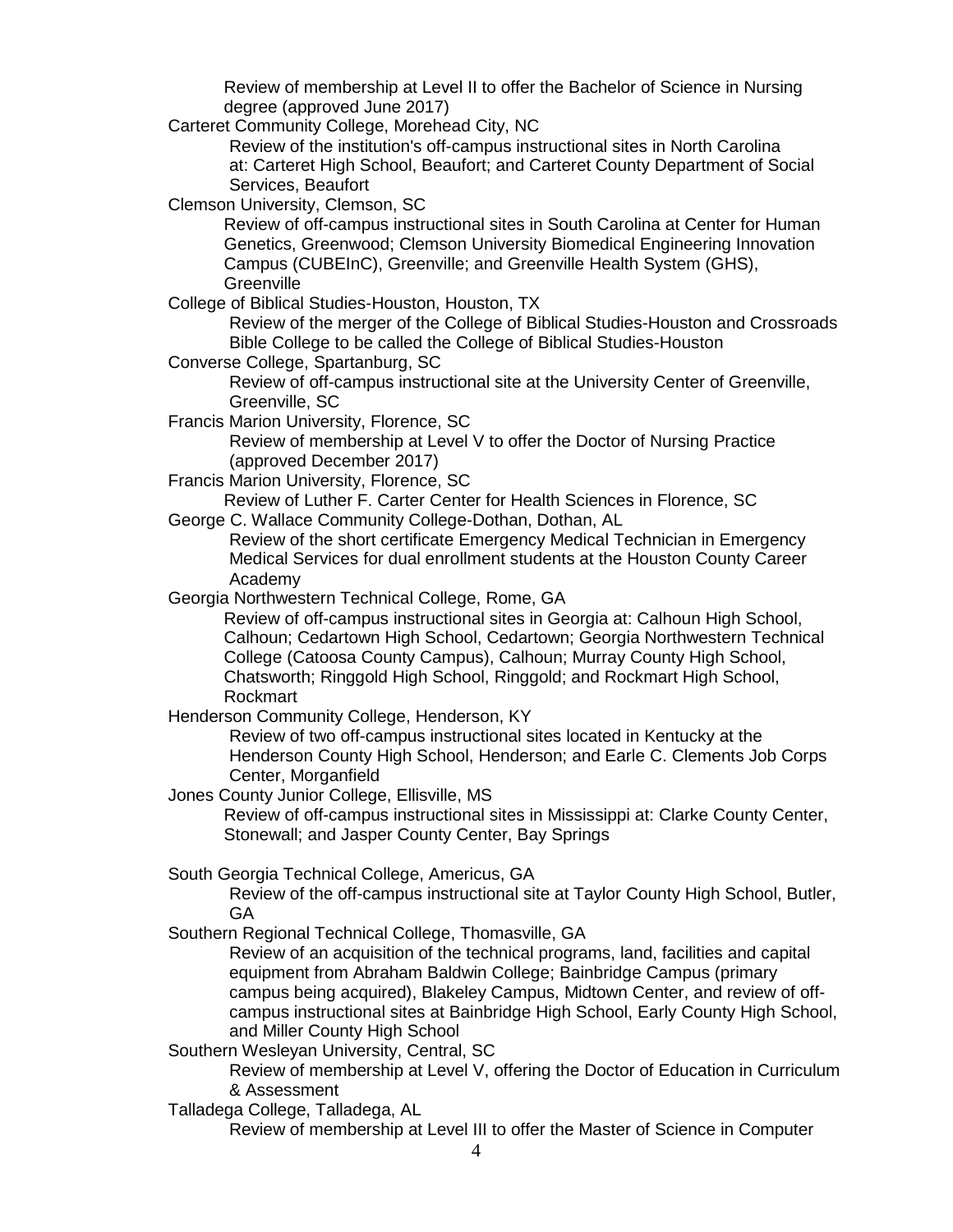Review of membership at Level II to offer the Bachelor of Science in Nursing degree (approved June 2017)

Carteret Community College, Morehead City, NC

Review of the institution's off-campus instructional sites in North Carolina at: Carteret High School, Beaufort; and Carteret County Department of Social Services, Beaufort

Clemson University, Clemson, SC

Review of off-campus instructional sites in South Carolina at Center for Human Genetics, Greenwood; Clemson University Biomedical Engineering Innovation Campus (CUBEInC), Greenville; and Greenville Health System (GHS), Greenville

College of Biblical Studies-Houston, Houston, TX

Review of the merger of the College of Biblical Studies-Houston and Crossroads Bible College to be called the College of Biblical Studies-Houston

Converse College, Spartanburg, SC

Review of off-campus instructional site at the University Center of Greenville, Greenville, SC

Francis Marion University, Florence, SC

Review of membership at Level V to offer the Doctor of Nursing Practice (approved December 2017)

Francis Marion University, Florence, SC

Review of Luther F. Carter Center for Health Sciences in Florence, SC

George C. Wallace Community College-Dothan, Dothan, AL

Review of the short certificate Emergency Medical Technician in Emergency Medical Services for dual enrollment students at the Houston County Career Academy

Georgia Northwestern Technical College, Rome, GA

Review of off-campus instructional sites in Georgia at: Calhoun High School, Calhoun; Cedartown High School, Cedartown; Georgia Northwestern Technical College (Catoosa County Campus), Calhoun; Murray County High School, Chatsworth; Ringgold High School, Ringgold; and Rockmart High School, Rockmart

Henderson Community College, Henderson, KY

Review of two off-campus instructional sites located in Kentucky at the Henderson County High School, Henderson; and Earle C. Clements Job Corps Center, Morganfield

Jones County Junior College, Ellisville, MS

Review of off-campus instructional sites in Mississippi at: Clarke County Center, Stonewall; and Jasper County Center, Bay Springs

South Georgia Technical College, Americus, GA

Review of the off-campus instructional site at Taylor County High School, Butler, GA

Southern Regional Technical College, Thomasville, GA

Review of an acquisition of the technical programs, land, facilities and capital equipment from Abraham Baldwin College; Bainbridge Campus (primary campus being acquired), Blakeley Campus, Midtown Center, and review of off-campus instructional sites at Bainbridge High School, Early County High School, and Miller County High School

Southern Wesleyan University, Central, SC

Review of membership at Level V, offering the Doctor of Education in Curriculum & Assessment

Talladega College, Talladega, AL

Review of membership at Level III to offer the Master of Science in Computer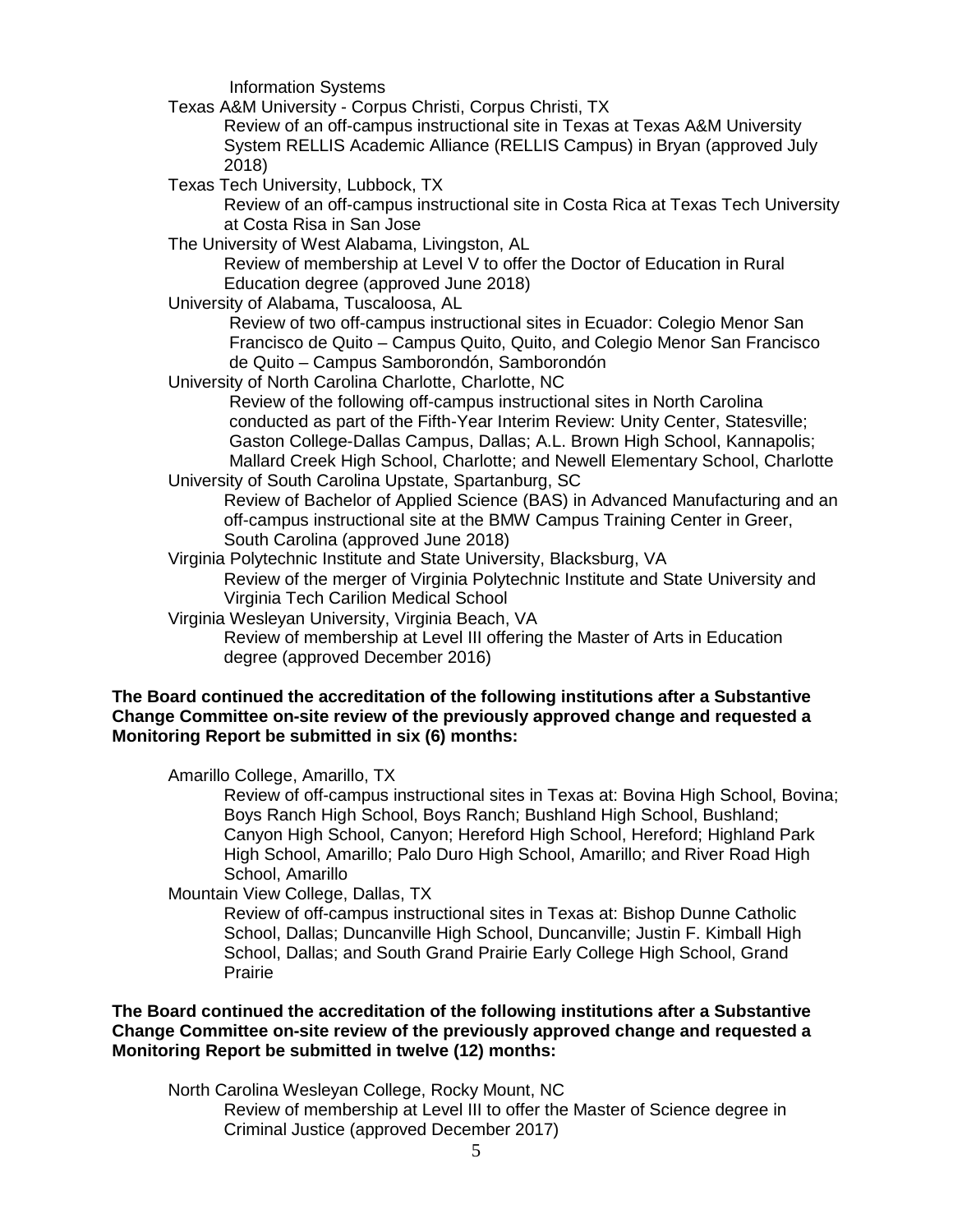Information Systems

Texas A&M University - Corpus Christi, Corpus Christi, TX
  Review of an off-campus instructional site in Texas at Texas A&M University System RELLIS Academic Alliance (RELLIS Campus) in Bryan (approved July 2018)

Texas Tech University, Lubbock, TX
  Review of an off-campus instructional site in Costa Rica at Texas Tech University at Costa Risa in San Jose

The University of West Alabama, Livingston, AL
  Review of membership at Level V to offer the Doctor of Education in Rural Education degree (approved June 2018)

University of Alabama, Tuscaloosa, AL
  Review of two off-campus instructional sites in Ecuador: Colegio Menor San Francisco de Quito – Campus Quito, Quito, and Colegio Menor San Francisco de Quito – Campus Samborondón, Samborondón

University of North Carolina Charlotte, Charlotte, NC
  Review of the following off-campus instructional sites in North Carolina conducted as part of the Fifth-Year Interim Review: Unity Center, Statesville; Gaston College-Dallas Campus, Dallas; A.L. Brown High School, Kannapolis; Mallard Creek High School, Charlotte; and Newell Elementary School, Charlotte

University of South Carolina Upstate, Spartanburg, SC
  Review of Bachelor of Applied Science (BAS) in Advanced Manufacturing and an off-campus instructional site at the BMW Campus Training Center in Greer, South Carolina (approved June 2018)

Virginia Polytechnic Institute and State University, Blacksburg, VA
  Review of the merger of Virginia Polytechnic Institute and State University and Virginia Tech Carilion Medical School

Virginia Wesleyan University, Virginia Beach, VA
  Review of membership at Level III offering the Master of Arts in Education degree (approved December 2016)

**The Board continued the accreditation of the following institutions after a Substantive Change Committee on-site review of the previously approved change and requested a Monitoring Report be submitted in six (6) months:**

Amarillo College, Amarillo, TX
  Review of off-campus instructional sites in Texas at: Bovina High School, Bovina; Boys Ranch High School, Boys Ranch; Bushland High School, Bushland; Canyon High School, Canyon; Hereford High School, Hereford; Highland Park High School, Amarillo; Palo Duro High School, Amarillo; and River Road High School, Amarillo

Mountain View College, Dallas, TX
  Review of off-campus instructional sites in Texas at: Bishop Dunne Catholic School, Dallas; Duncanville High School, Duncanville; Justin F. Kimball High School, Dallas; and South Grand Prairie Early College High School, Grand Prairie

**The Board continued the accreditation of the following institutions after a Substantive Change Committee on-site review of the previously approved change and requested a Monitoring Report be submitted in twelve (12) months:**

North Carolina Wesleyan College, Rocky Mount, NC
  Review of membership at Level III to offer the Master of Science degree in Criminal Justice (approved December 2017)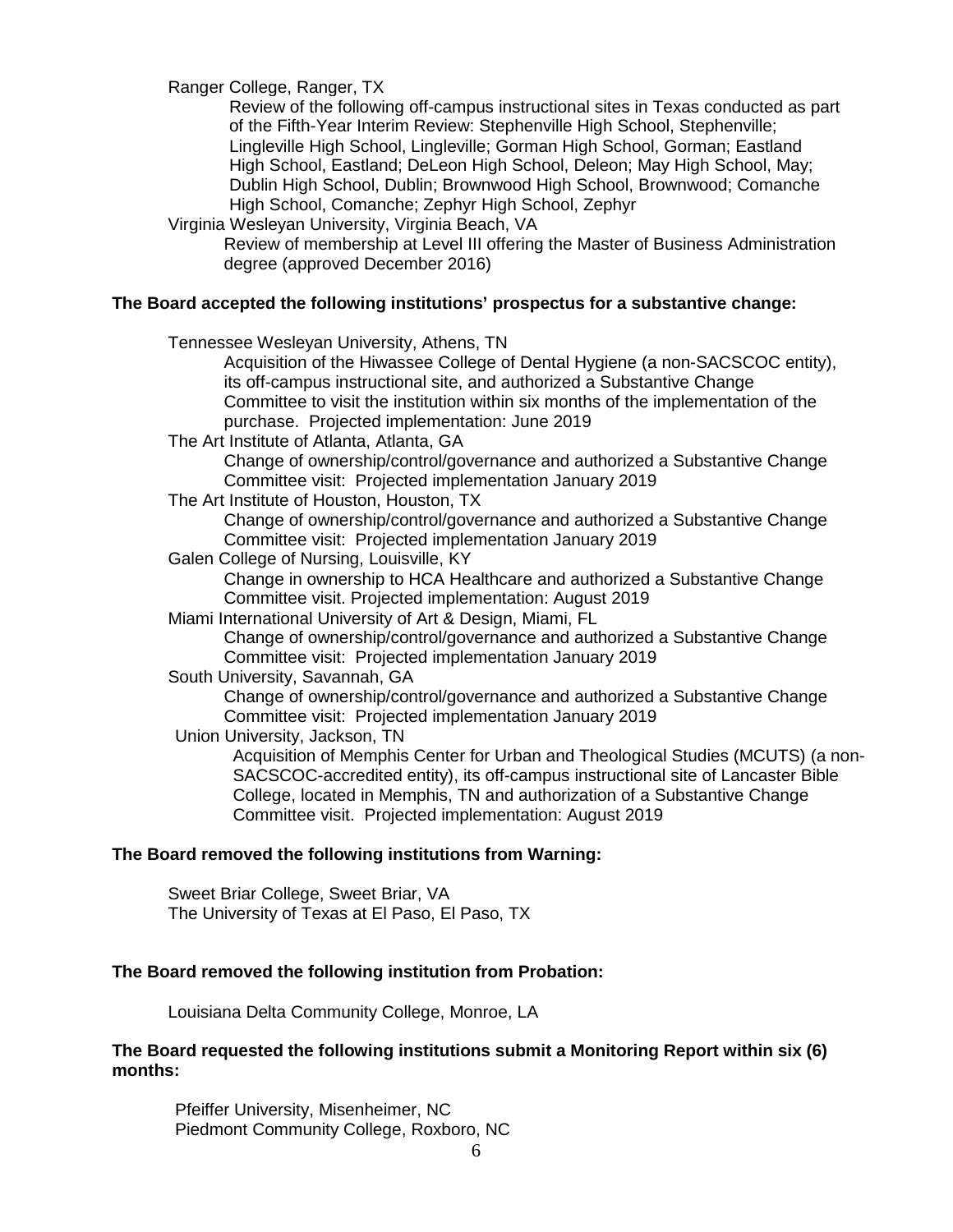Ranger College, Ranger, TX

Review of the following off-campus instructional sites in Texas conducted as part of the Fifth-Year Interim Review: Stephenville High School, Stephenville; Lingleville High School, Lingleville; Gorman High School, Gorman; Eastland High School, Eastland; DeLeon High School, Deleon; May High School, May; Dublin High School, Dublin; Brownwood High School, Brownwood; Comanche High School, Comanche; Zephyr High School, Zephyr

Virginia Wesleyan University, Virginia Beach, VA

Review of membership at Level III offering the Master of Business Administration degree (approved December 2016)

**The Board accepted the following institutions' prospectus for a substantive change:**

Tennessee Wesleyan University, Athens, TN

Acquisition of the Hiwassee College of Dental Hygiene (a non-SACSCOC entity), its off-campus instructional site, and authorized a Substantive Change Committee to visit the institution within six months of the implementation of the purchase. Projected implementation: June 2019

The Art Institute of Atlanta, Atlanta, GA

Change of ownership/control/governance and authorized a Substantive Change Committee visit: Projected implementation January 2019

The Art Institute of Houston, Houston, TX

Change of ownership/control/governance and authorized a Substantive Change Committee visit: Projected implementation January 2019

Galen College of Nursing, Louisville, KY

Change in ownership to HCA Healthcare and authorized a Substantive Change Committee visit. Projected implementation: August 2019

Miami International University of Art & Design, Miami, FL

Change of ownership/control/governance and authorized a Substantive Change Committee visit: Projected implementation January 2019

South University, Savannah, GA

Change of ownership/control/governance and authorized a Substantive Change Committee visit: Projected implementation January 2019

Union University, Jackson, TN

Acquisition of Memphis Center for Urban and Theological Studies (MCUTS) (a non-SACSCOC-accredited entity), its off-campus instructional site of Lancaster Bible College, located in Memphis, TN and authorization of a Substantive Change Committee visit. Projected implementation: August 2019

**The Board removed the following institutions from Warning:**

Sweet Briar College, Sweet Briar, VA
The University of Texas at El Paso, El Paso, TX

**The Board removed the following institution from Probation:**

Louisiana Delta Community College, Monroe, LA

**The Board requested the following institutions submit a Monitoring Report within six (6) months:**

Pfeiffer University, Misenheimer, NC
Piedmont Community College, Roxboro, NC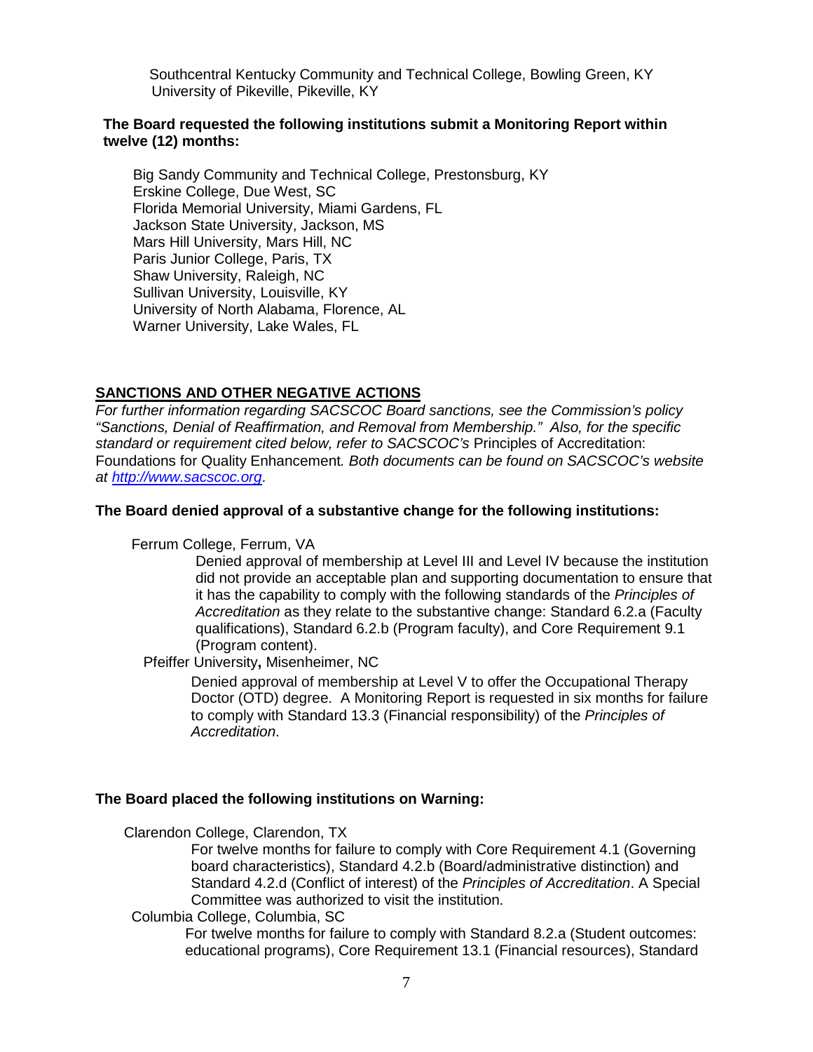Southcentral Kentucky Community and Technical College, Bowling Green, KY
University of Pikeville, Pikeville, KY

**The Board requested the following institutions submit a Monitoring Report within twelve (12) months:**

Big Sandy Community and Technical College, Prestonsburg, KY
Erskine College, Due West, SC
Florida Memorial University, Miami Gardens, FL
Jackson State University, Jackson, MS
Mars Hill University, Mars Hill, NC
Paris Junior College, Paris, TX
Shaw University, Raleigh, NC
Sullivan University, Louisville, KY
University of North Alabama, Florence, AL
Warner University, Lake Wales, FL

## SANCTIONS AND OTHER NEGATIVE ACTIONS

*For further information regarding SACSCOC Board sanctions, see the Commission's policy "Sanctions, Denial of Reaffirmation, and Removal from Membership." Also, for the specific standard or requirement cited below, refer to SACSCOC's* Principles of Accreditation: Foundations for Quality Enhancement*. Both documents can be found on SACSCOC's website at [http://www.sacscoc.org](http://www.sacscoc.org).*

**The Board denied approval of a substantive change for the following institutions:**

Ferrum College, Ferrum, VA

Denied approval of membership at Level III and Level IV because the institution did not provide an acceptable plan and supporting documentation to ensure that it has the capability to comply with the following standards of the *Principles of Accreditation* as they relate to the substantive change: Standard 6.2.a (Faculty qualifications), Standard 6.2.b (Program faculty), and Core Requirement 9.1 (Program content).

Pfeiffer University**,** Misenheimer, NC

Denied approval of membership at Level V to offer the Occupational Therapy Doctor (OTD) degree. A Monitoring Report is requested in six months for failure to comply with Standard 13.3 (Financial responsibility) of the *Principles of Accreditation*.

**The Board placed the following institutions on Warning:**

Clarendon College, Clarendon, TX

For twelve months for failure to comply with Core Requirement 4.1 (Governing board characteristics), Standard 4.2.b (Board/administrative distinction) and Standard 4.2.d (Conflict of interest) of the *Principles of Accreditation*. A Special Committee was authorized to visit the institution.

Columbia College, Columbia, SC

For twelve months for failure to comply with Standard 8.2.a (Student outcomes: educational programs), Core Requirement 13.1 (Financial resources), Standard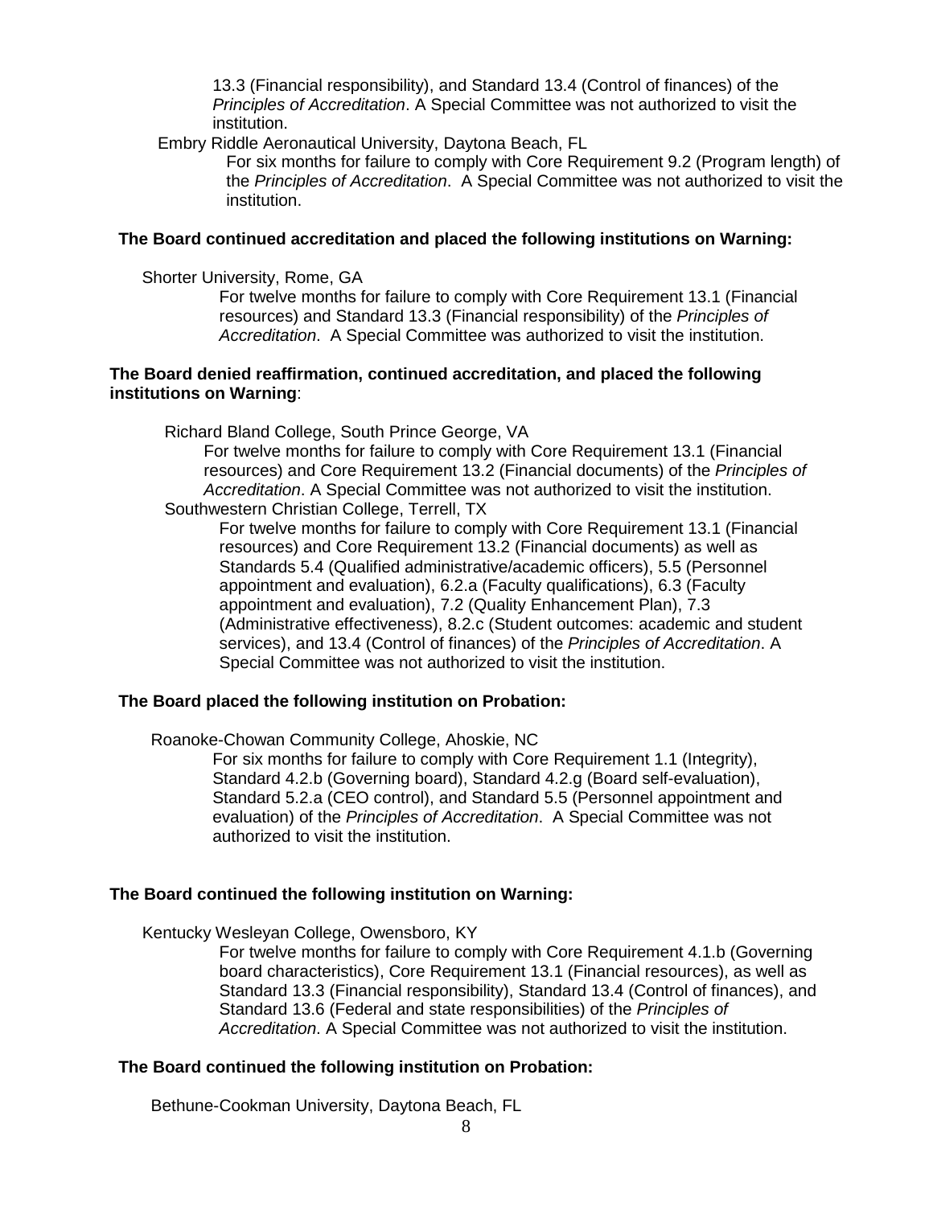13.3 (Financial responsibility), and Standard 13.4 (Control of finances) of the *Principles of Accreditation*. A Special Committee was not authorized to visit the institution.

Embry Riddle Aeronautical University, Daytona Beach, FL

For six months for failure to comply with Core Requirement 9.2 (Program length) of the *Principles of Accreditation*. A Special Committee was not authorized to visit the institution.

**The Board continued accreditation and placed the following institutions on Warning:**

Shorter University, Rome, GA

For twelve months for failure to comply with Core Requirement 13.1 (Financial resources) and Standard 13.3 (Financial responsibility) of the *Principles of Accreditation*. A Special Committee was authorized to visit the institution.

**The Board denied reaffirmation, continued accreditation, and placed the following institutions on Warning**:

Richard Bland College, South Prince George, VA

For twelve months for failure to comply with Core Requirement 13.1 (Financial resources) and Core Requirement 13.2 (Financial documents) of the *Principles of Accreditation*. A Special Committee was not authorized to visit the institution.

Southwestern Christian College, Terrell, TX

For twelve months for failure to comply with Core Requirement 13.1 (Financial resources) and Core Requirement 13.2 (Financial documents) as well as Standards 5.4 (Qualified administrative/academic officers), 5.5 (Personnel appointment and evaluation), 6.2.a (Faculty qualifications), 6.3 (Faculty appointment and evaluation), 7.2 (Quality Enhancement Plan), 7.3 (Administrative effectiveness), 8.2.c (Student outcomes: academic and student services), and 13.4 (Control of finances) of the *Principles of Accreditation*. A Special Committee was not authorized to visit the institution.

**The Board placed the following institution on Probation:**

Roanoke-Chowan Community College, Ahoskie, NC

For six months for failure to comply with Core Requirement 1.1 (Integrity), Standard 4.2.b (Governing board), Standard 4.2.g (Board self-evaluation), Standard 5.2.a (CEO control), and Standard 5.5 (Personnel appointment and evaluation) of the *Principles of Accreditation*. A Special Committee was not authorized to visit the institution.

**The Board continued the following institution on Warning:**

Kentucky Wesleyan College, Owensboro, KY

For twelve months for failure to comply with Core Requirement 4.1.b (Governing board characteristics), Core Requirement 13.1 (Financial resources), as well as Standard 13.3 (Financial responsibility), Standard 13.4 (Control of finances), and Standard 13.6 (Federal and state responsibilities) of the *Principles of Accreditation*. A Special Committee was not authorized to visit the institution.

**The Board continued the following institution on Probation:**

Bethune-Cookman University, Daytona Beach, FL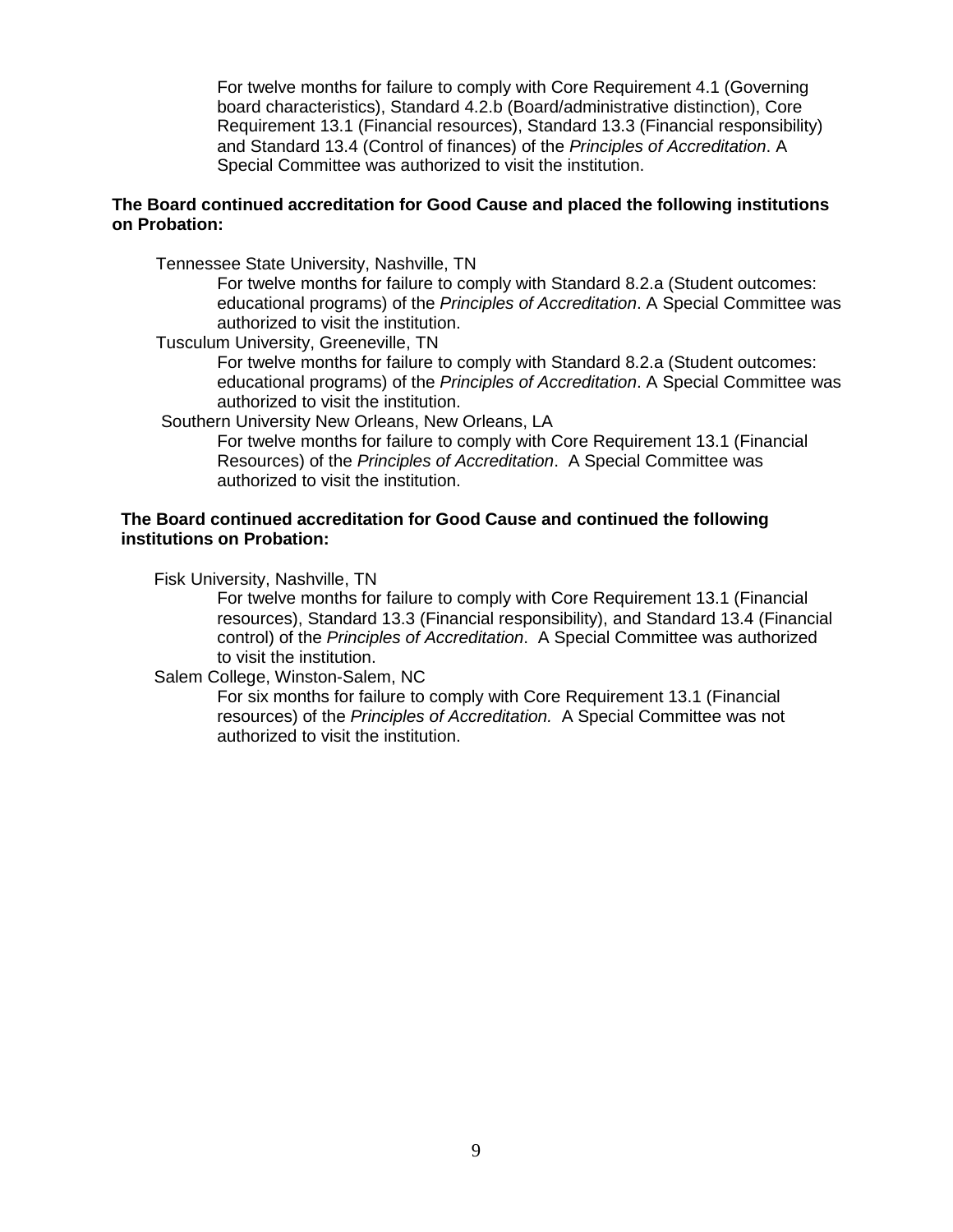For twelve months for failure to comply with Core Requirement 4.1 (Governing board characteristics), Standard 4.2.b (Board/administrative distinction), Core Requirement 13.1 (Financial resources), Standard 13.3 (Financial responsibility) and Standard 13.4 (Control of finances) of the *Principles of Accreditation*. A Special Committee was authorized to visit the institution.

**The Board continued accreditation for Good Cause and placed the following institutions on Probation:**

Tennessee State University, Nashville, TN

For twelve months for failure to comply with Standard 8.2.a (Student outcomes: educational programs) of the *Principles of Accreditation*. A Special Committee was authorized to visit the institution.

Tusculum University, Greeneville, TN

For twelve months for failure to comply with Standard 8.2.a (Student outcomes: educational programs) of the *Principles of Accreditation*. A Special Committee was authorized to visit the institution.

Southern University New Orleans, New Orleans, LA

For twelve months for failure to comply with Core Requirement 13.1 (Financial Resources) of the *Principles of Accreditation*. A Special Committee was authorized to visit the institution.

**The Board continued accreditation for Good Cause and continued the following institutions on Probation:**

Fisk University, Nashville, TN

For twelve months for failure to comply with Core Requirement 13.1 (Financial resources), Standard 13.3 (Financial responsibility), and Standard 13.4 (Financial control) of the *Principles of Accreditation*. A Special Committee was authorized to visit the institution.

Salem College, Winston-Salem, NC

For six months for failure to comply with Core Requirement 13.1 (Financial resources) of the *Principles of Accreditation.* A Special Committee was not authorized to visit the institution.